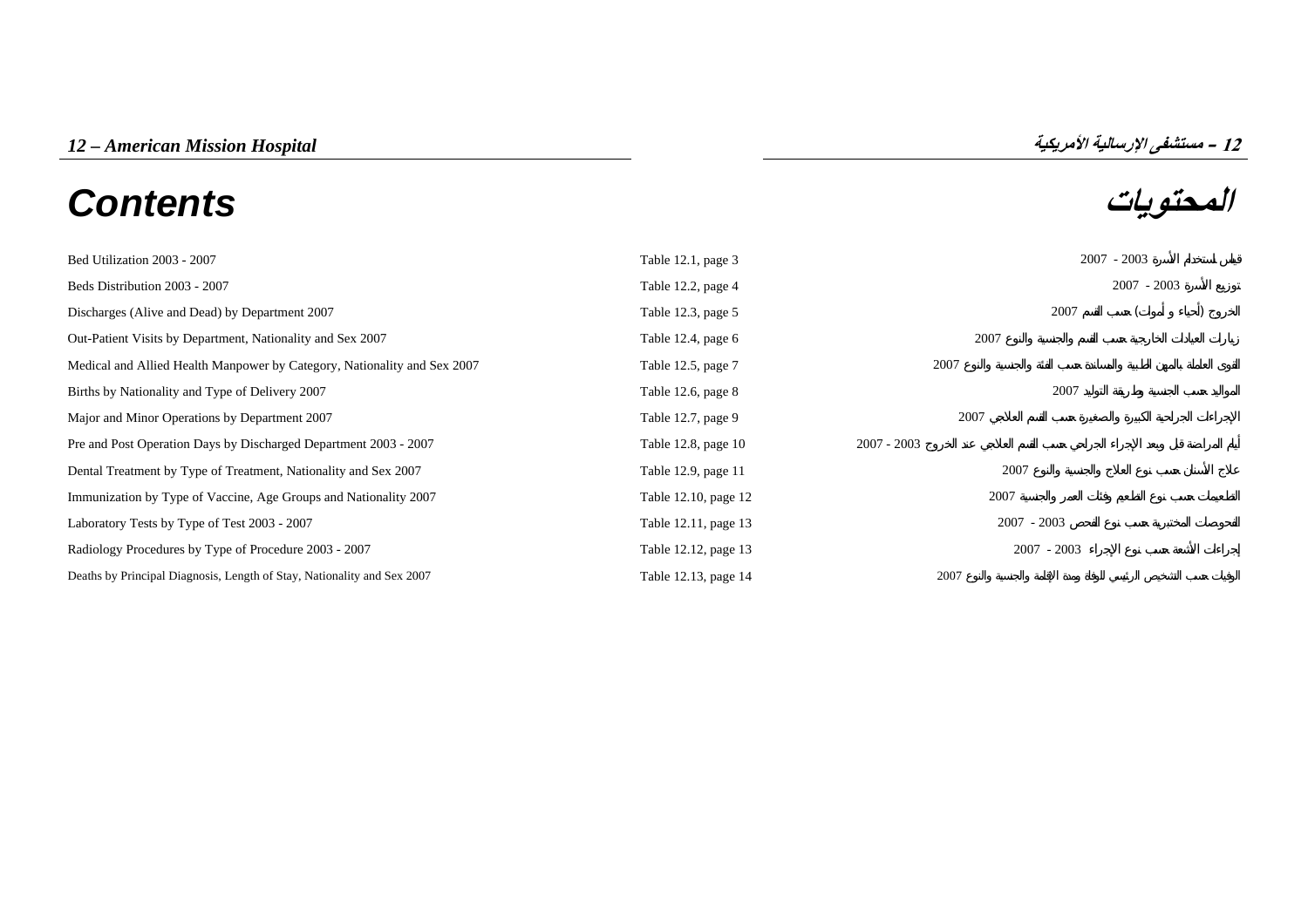## 12 – American Mission Hospital

## 12 – مستشفى الإرسالية الأمريكية

# Contents

# المحتويات

| | | |
|---|---|---|
| Bed Utilization 2003 - 2007 | Table 12.1, page 3 | قياس استخدام الأسرة 2003 - 2007 |
| Beds Distribution 2003 - 2007 | Table 12.2, page 4 | توزيع الأسرة 2003 - 2007 |
| Discharges (Alive and Dead) by Department 2007 | Table 12.3, page 5 | الخروج (أحياء و أموات) حسب القسم 2007 |
| Out-Patient Visits by Department, Nationality and Sex 2007 | Table 12.4, page 6 | زيارات العيادات الخارجية حسب القسم والجنسية والنوع 2007 |
| Medical and Allied Health Manpower by Category, Nationality and Sex 2007 | Table 12.5, page 7 | القوى العاملة بالمهن الطبية والمساندة حسب الفئة والجنسية والنوع 2007 |
| Births by Nationality and Type of Delivery 2007 | Table 12.6, page 8 | المواليد حسب الجنسية وطريقة التوليد 2007 |
| Major and Minor Operations by Department 2007 | Table 12.7, page 9 | الإجراءات الجراحية الكبيرة والصغيرة حسب القسم العلاجي 2007 |
| Pre and Post Operation Days by Discharged Department 2003 - 2007 | Table 12.8, page 10 | أيام المراضة قبل وبعد الإجراء الجراحي حسب القسم العلاجي عند الخروج 2003 - 2007 |
| Dental Treatment by Type of Treatment, Nationality and Sex 2007 | Table 12.9, page 11 | علاج الأسنان حسب نوع العلاج والجنسية والنوع 2007 |
| Immunization by Type of Vaccine, Age Groups and Nationality 2007 | Table 12.10, page 12 | التطعيمات حسب نوع التطعيم وفئات العمر والجنسية 2007 |
| Laboratory Tests by Type of Test 2003 - 2007 | Table 12.11, page 13 | الفحوصات المختبرية حسب نوع الفحص 2003 - 2007 |
| Radiology Procedures by Type of Procedure 2003 - 2007 | Table 12.12, page 13 | إجراءات الأشعة حسب نوع الإجراء 2003 - 2007 |
| Deaths by Principal Diagnosis, Length of Stay, Nationality and Sex 2007 | Table 12.13, page 14 | الوفيات حسب التشخيص الرئيسي للوفاة ومدة الإقامة والجنسية والنوع 2007 |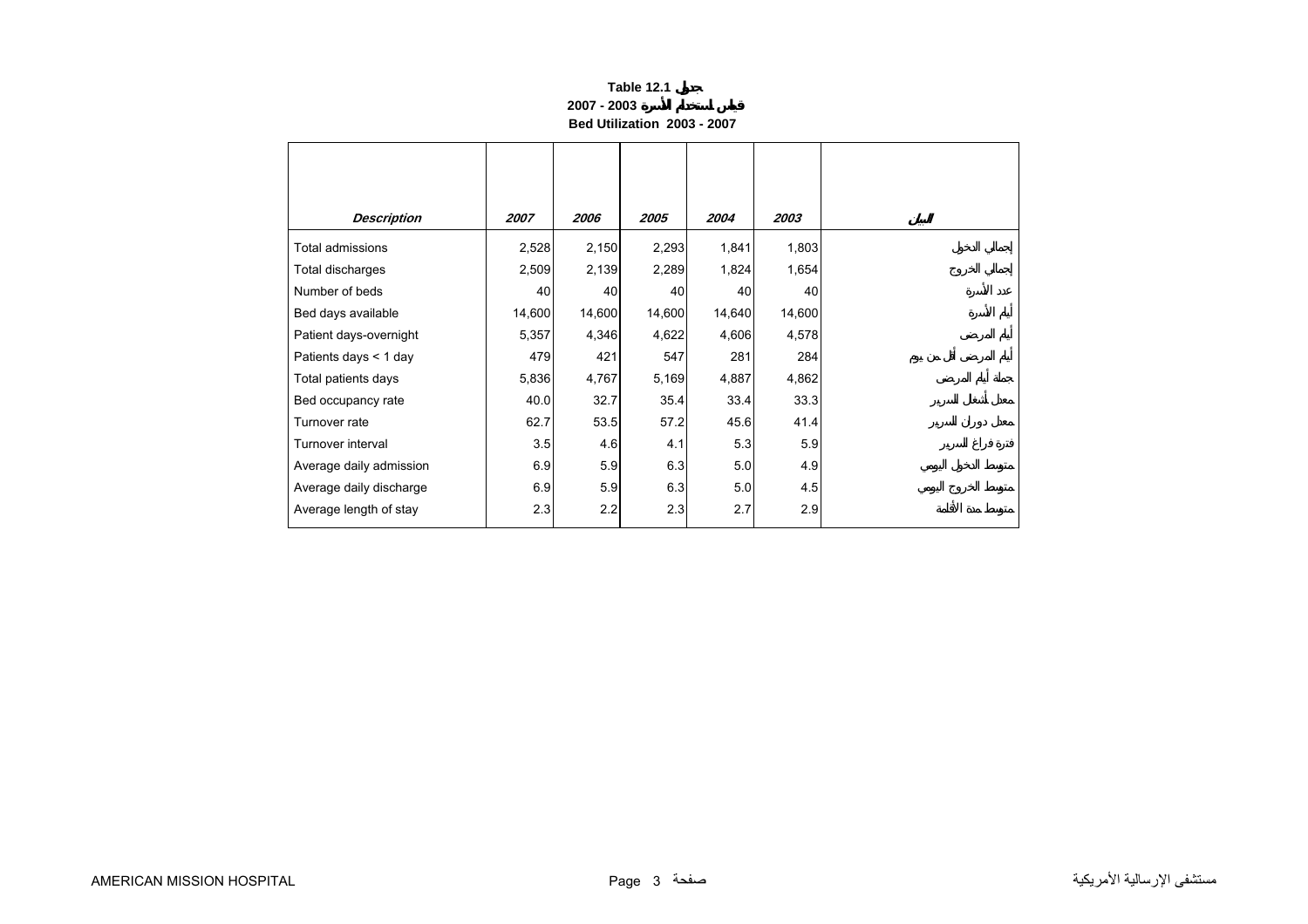**Table 12.1 جدول**

**2007 - 2003 قياس استخدام الأسرة**

**Bed Utilization 2003 - 2007**

| *Description* | *2007* | *2006* | *2005* | *2004* | *2003* | البيان |
|---|---|---|---|---|---|---|
| Total admissions | 2,528 | 2,150 | 2,293 | 1,841 | 1,803 | إجمالي الدخول |
| Total discharges | 2,509 | 2,139 | 2,289 | 1,824 | 1,654 | إجمالي الخروج |
| Number of beds | 40 | 40 | 40 | 40 | 40 | عدد الأسرة |
| Bed days available | 14,600 | 14,600 | 14,600 | 14,640 | 14,600 | أيام الأسرة |
| Patient days-overnight | 5,357 | 4,346 | 4,622 | 4,606 | 4,578 | أيام المرضى |
| Patients days < 1 day | 479 | 421 | 547 | 281 | 284 | أيام المرضى أقل من يوم |
| Total patients days | 5,836 | 4,767 | 5,169 | 4,887 | 4,862 | جملة أيام المرضى |
| Bed occupancy rate | 40.0 | 32.7 | 35.4 | 33.4 | 33.3 | معدل أشغال السرير |
| Turnover rate | 62.7 | 53.5 | 57.2 | 45.6 | 41.4 | معدل دوران السرير |
| Turnover interval | 3.5 | 4.6 | 4.1 | 5.3 | 5.9 | فترة فراغ السرير |
| Average daily admission | 6.9 | 5.9 | 6.3 | 5.0 | 4.9 | متوسط الدخول اليومي |
| Average daily discharge | 6.9 | 5.9 | 6.3 | 5.0 | 4.5 | متوسط الخروج اليومي |
| Average length of stay | 2.3 | 2.2 | 2.3 | 2.7 | 2.9 | متوسط مدة الأقامة |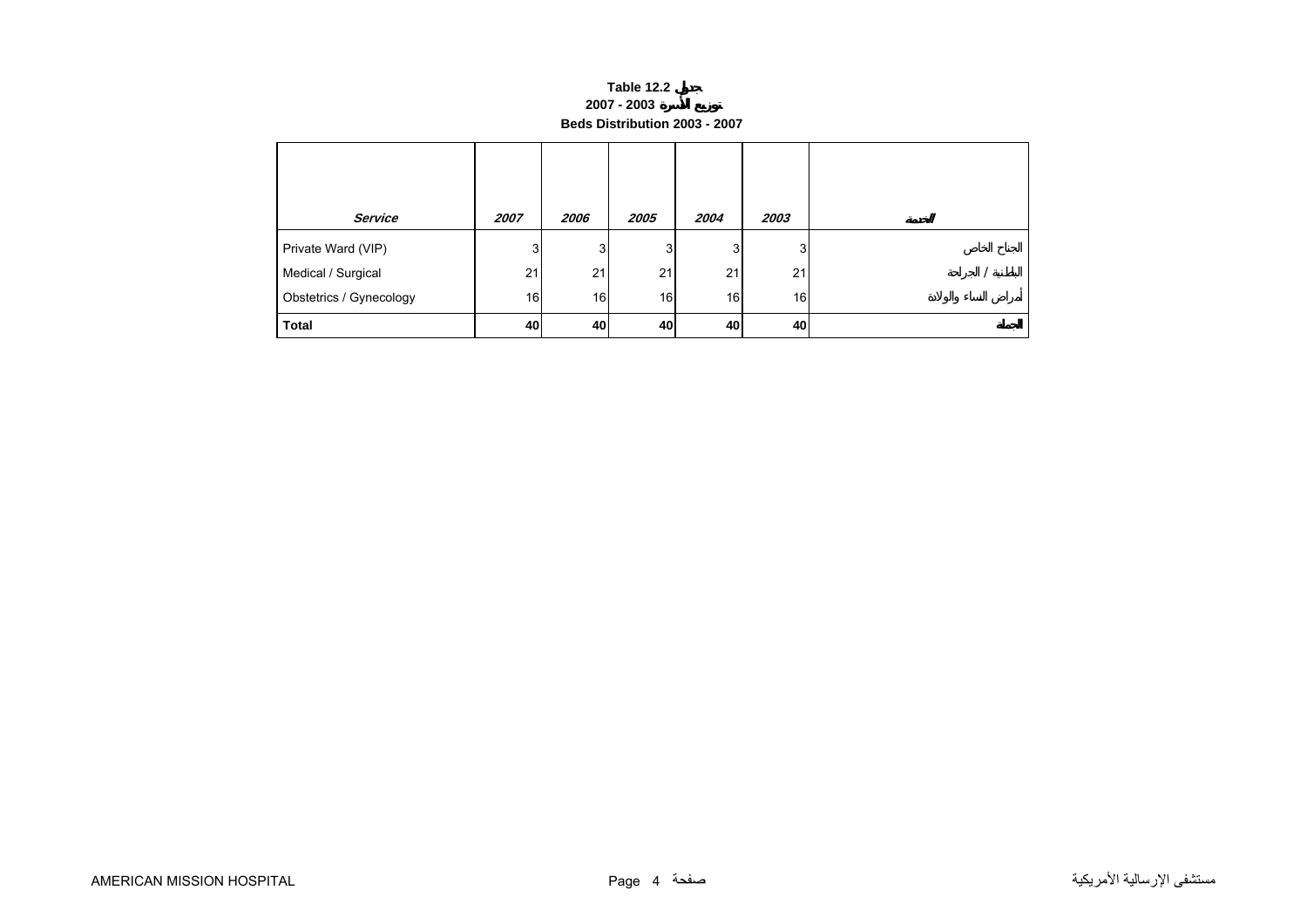**Table 12.2 جدول**

**2007 - 2003 توزيع الأسرة**

**Beds Distribution 2003 - 2007**

| *Service* | *2007* | *2006* | *2005* | *2004* | *2003* | الخدمة |
|---|---|---|---|---|---|---|
| Private Ward (VIP) | 3 | 3 | 3 | 3 | 3 | الجناح الخاص |
| Medical / Surgical | 21 | 21 | 21 | 21 | 21 | الباطنية / الجراحة |
| Obstetrics / Gynecology | 16 | 16 | 16 | 16 | 16 | أمراض النساء والولادة |
| **Total** | **40** | **40** | **40** | **40** | **40** | **الجملة** |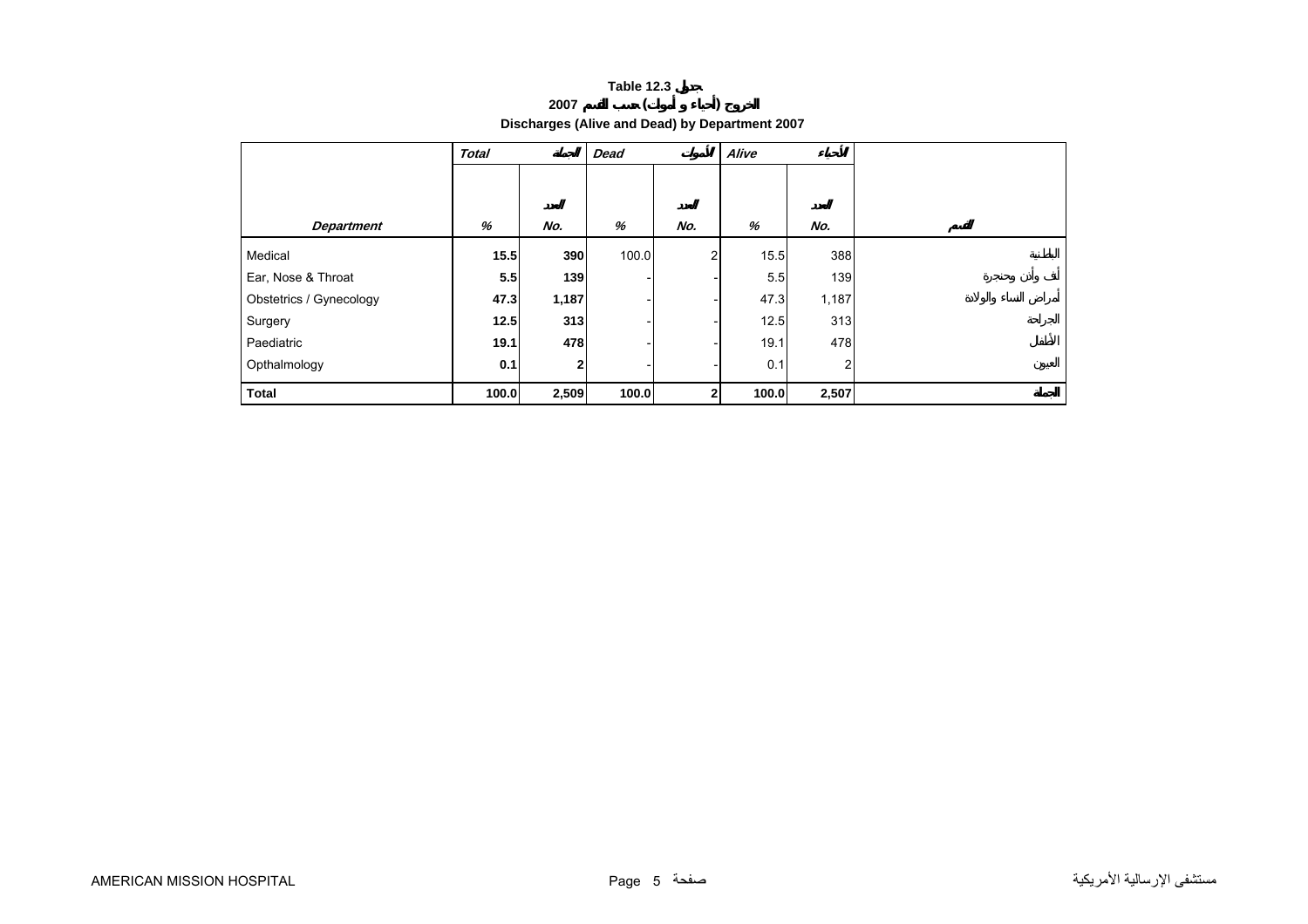**Table 12.3 جدول**

**2007 الخروج (أحياء و أموات) حسب القسم**

**Discharges (Alive and Dead) by Department 2007**

| | *Total* | *المجموع* | *Dead* | *الأموات* | *Alive* | *الأحياء* | |
|---|---|---|---|---|---|---|---|
| *Department* | *%* | *No.* العدد | *%* | *No.* العدد | *%* | *No.* العدد | *القسم* |
| Medical | **15.5** | **390** | 100.0 | 2 | 15.5 | 388 | الباطنية |
| Ear, Nose & Throat | **5.5** | **139** | - | - | 5.5 | 139 | أنف وأذن وحنجرة |
| Obstetrics / Gynecology | **47.3** | **1,187** | - | - | 47.3 | 1,187 | أمراض النساء والولادة |
| Surgery | **12.5** | **313** | - | - | 12.5 | 313 | الجراحة |
| Paediatric | **19.1** | **478** | - | - | 19.1 | 478 | الأطفال |
| Opthalmology | **0.1** | **2** | - | - | 0.1 | 2 | العيون |
| **Total** | **100.0** | **2,509** | **100.0** | **2** | **100.0** | **2,507** | **المجموع** |

AMERICAN MISSION HOSPITAL مستشفى الإرسالية الأمريكية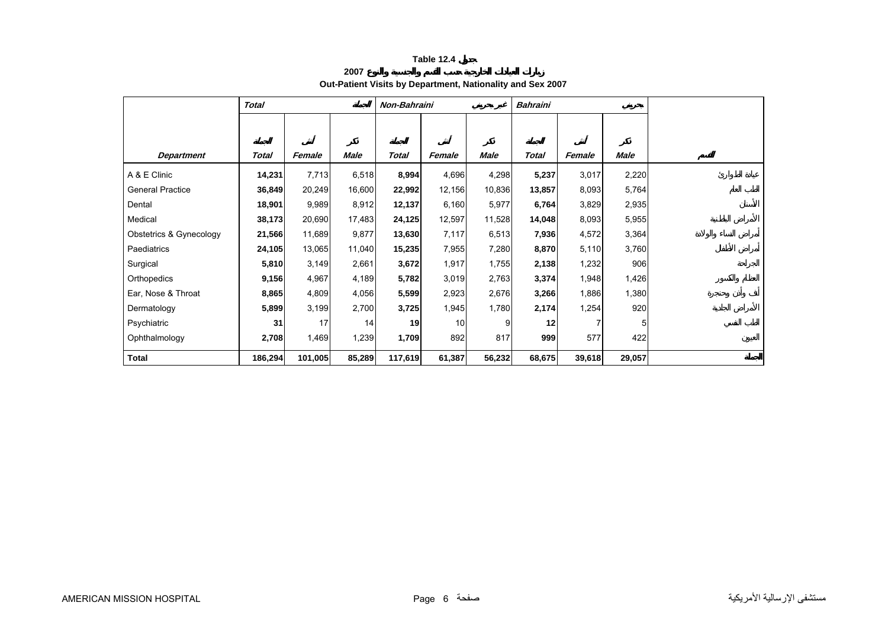**Table 12.4 جدول**

**زيارات العيادات الخارجية حسب القسم والجنسية والنوع 2007**

**Out-Patient Visits by Department, Nationality and Sex 2007**

| | *Total* | | الجملة | *Non-Bahraini* | | غير بحريني | *Bahraini* | | بحريني | |
|---|---|---|---|---|---|---|---|---|---|---|
| *Department* | *Total* الجملة | *Female* أنثى | *Male* ذكر | *Total* الجملة | *Female* أنثى | *Male* ذكر | *Total* الجملة | *Female* أنثى | *Male* ذكر | القسم |
| A & E Clinic | **14,231** | 7,713 | 6,518 | **8,994** | 4,696 | 4,298 | **5,237** | 3,017 | 2,220 | عيادة الطوارئ |
| General Practice | **36,849** | 20,249 | 16,600 | **22,992** | 12,156 | 10,836 | **13,857** | 8,093 | 5,764 | الطب العام |
| Dental | **18,901** | 9,989 | 8,912 | **12,137** | 6,160 | 5,977 | **6,764** | 3,829 | 2,935 | الأسنان |
| Medical | **38,173** | 20,690 | 17,483 | **24,125** | 12,597 | 11,528 | **14,048** | 8,093 | 5,955 | الأمراض الباطنية |
| Obstetrics & Gynecology | **21,566** | 11,689 | 9,877 | **13,630** | 7,117 | 6,513 | **7,936** | 4,572 | 3,364 | أمراض النساء والولادة |
| Paediatrics | **24,105** | 13,065 | 11,040 | **15,235** | 7,955 | 7,280 | **8,870** | 5,110 | 3,760 | أمراض الأطفال |
| Surgical | **5,810** | 3,149 | 2,661 | **3,672** | 1,917 | 1,755 | **2,138** | 1,232 | 906 | الجراحة |
| Orthopedics | **9,156** | 4,967 | 4,189 | **5,782** | 3,019 | 2,763 | **3,374** | 1,948 | 1,426 | العظام والكسور |
| Ear, Nose & Throat | **8,865** | 4,809 | 4,056 | **5,599** | 2,923 | 2,676 | **3,266** | 1,886 | 1,380 | أنف وأذن وحنجرة |
| Dermatology | **5,899** | 3,199 | 2,700 | **3,725** | 1,945 | 1,780 | **2,174** | 1,254 | 920 | الأمراض الجلدية |
| Psychiatric | **31** | 17 | 14 | **19** | 10 | 9 | **12** | 7 | 5 | الطب النفسي |
| Ophthalmology | **2,708** | 1,469 | 1,239 | **1,709** | 892 | 817 | **999** | 577 | 422 | العيون |
| **Total** | **186,294** | **101,005** | **85,289** | **117,619** | **61,387** | **56,232** | **68,675** | **39,618** | **29,057** | **الجملة** |

AMERICAN MISSION HOSPITAL — مستشفى الإرسالية الأمريكية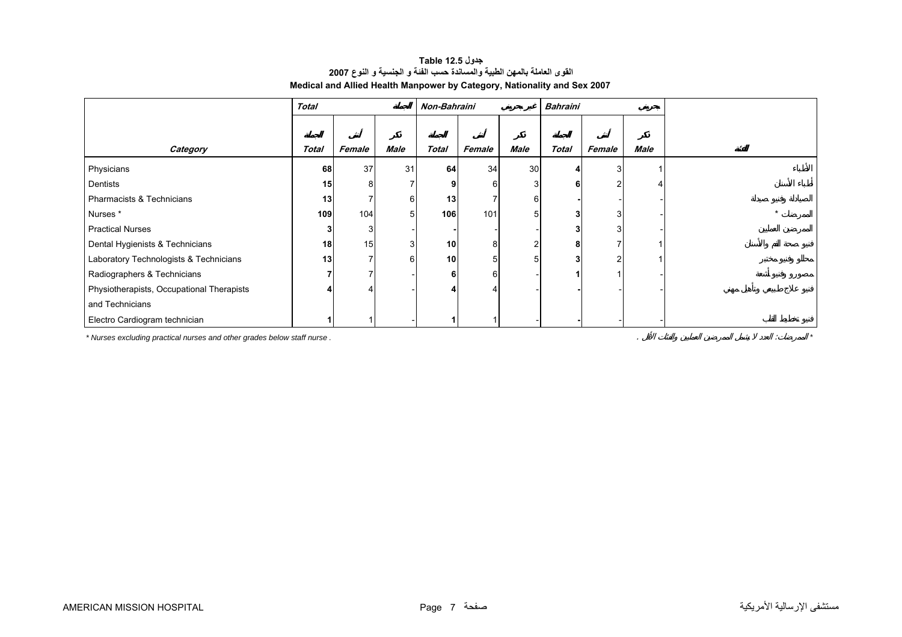# جدول Table 12.5

## القوى العاملة بالمهن الطبية والمساندة حسب الفئة و الجنسية و النوع 2007

## Medical and Allied Health Manpower by Category, Nationality and Sex 2007

| | Total | | الجملة | Non-Bahraini | | غير بحريني | Bahraini | | بحريني | |
|---|---|---|---|---|---|---|---|---|---|---|
| | الجملة | أنثى | ذكر | الجملة | أنثى | ذكر | الجملة | أنثى | ذكر | |
| **Category** | **Total** | **Female** | **Male** | **Total** | **Female** | **Male** | **Total** | **Female** | **Male** | **الفئة** |
| Physicians | **68** | 37 | 31 | **64** | 34 | 30 | **4** | 3 | 1 | الأطباء |
| Dentists | **15** | 8 | 7 | **9** | 6 | 3 | **6** | 2 | 4 | أطباء الأسنان |
| Pharmacists & Technicians | **13** | 7 | 6 | **13** | 7 | 6 | **-** | - | - | الصيادلة وفنيو صيدلة |
| Nurses * | **109** | 104 | 5 | **106** | 101 | 5 | **3** | 3 | - | الممرضات * |
| Practical Nurses | **3** | 3 | - | **-** | - | - | **3** | 3 | - | الممرضين العمليين |
| Dental Hygienists & Technicians | **18** | 15 | 3 | **10** | 8 | 2 | **8** | 7 | 1 | فنيو صحة الفم والأسنان |
| Laboratory Technologists & Technicians | **13** | 7 | 6 | **10** | 5 | 5 | **3** | 2 | 1 | محللو وفنيو مختبر |
| Radiographers & Technicians | **7** | 7 | - | **6** | 6 | - | **1** | 1 | - | مصورو وفنيو أشعة |
| Physiotherapists, Occupational Therapists and Technicians | **4** | 4 | - | **4** | 4 | - | **-** | - | - | فنيو علاج طبيعي وتأهيل مهني |
| Electro Cardiogram technician | **1** | 1 | - | **1** | 1 | - | **-** | - | - | فنيو تخطيط القلب |

* Nurses excluding practical nurses and other grades below staff nurse .

* الممرضات: العدد لا يشمل الممرضين العمليين والفئات الأقل .

AMERICAN MISSION HOSPITAL — مستشفى الإرسالية الأمريكية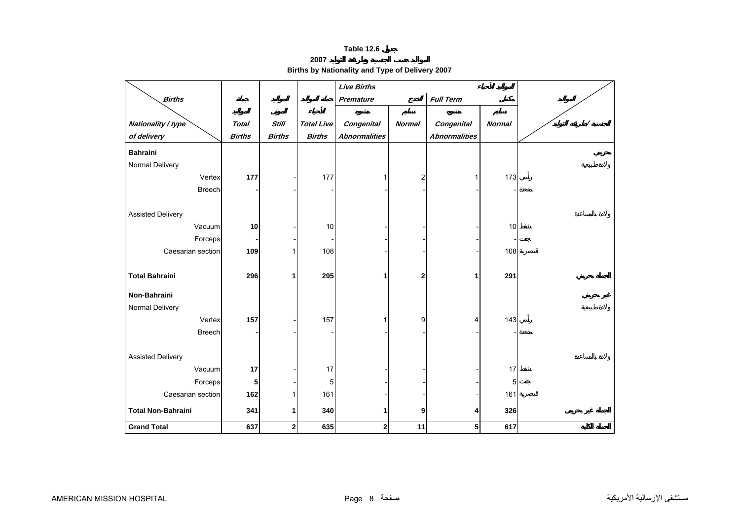# Table 12.6 جدول

## 2007 المواليد حسب الجنسية وطريقة التوليد

## Births by Nationality and Type of Delivery 2007

| Births / Nationality / type of delivery | Total Births جملة المواليد | Still Births المواليد الموتى | Total Live Births جملة المواليد الأحياء | Live Births المواليد الأحياء: Premature الخدج: Congenital Abnormalities مشوه | Live Births: Premature: Normal سليم | Live Births: Full Term مكتمل: Congenital Abnormalities مشوه | Live Births: Full Term: Normal سليم | المواليد / الجنسية / طريقة التوليد |
|---|---|---|---|---|---|---|---|---|
| **Bahraini** | | | | | | | | **بحريني** |
| Normal Delivery | | | | | | | | ولادة طبيعية |
| Vertex | **177** | - | 177 | 1 | 2 | 1 | 173 | رأسي |
| Breech | **-** | - | - | - | - | - | - | مقعدة |
| Assisted Delivery | | | | | | | | ولادة بالمساعدة |
| Vacuum | **10** | - | 10 | - | - | - | 10 | شفط |
| Forceps | **-** | - | - | - | - | - | - | جفت |
| Caesarian section | **109** | 1 | 108 | - | - | - | 108 | قيصرية |
| **Total Bahraini** | **296** | **1** | **295** | **1** | **2** | **1** | **291** | **الجملة بحريني** |
| **Non-Bahraini** | | | | | | | | **غير بحريني** |
| Normal Delivery | | | | | | | | ولادة طبيعية |
| Vertex | **157** | - | 157 | 1 | 9 | 4 | 143 | رأسي |
| Breech | **-** | - | - | - | - | - | - | مقعدة |
| Assisted Delivery | | | | | | | | ولادة بالمساعدة |
| Vacuum | **17** | - | 17 | - | - | - | 17 | شفط |
| Forceps | **5** | - | 5 | - | - | - | 5 | جفت |
| Caesarian section | **162** | 1 | 161 | - | - | - | 161 | قيصرية |
| **Total Non-Bahraini** | **341** | **1** | **340** | **1** | **9** | **4** | **326** | **الجملة غير بحريني** |
| **Grand Total** | **637** | **2** | **635** | **2** | **11** | **5** | **617** | **الجملة الكلية** |

AMERICAN MISSION HOSPITAL مستشفى الإرسالية الأمريكية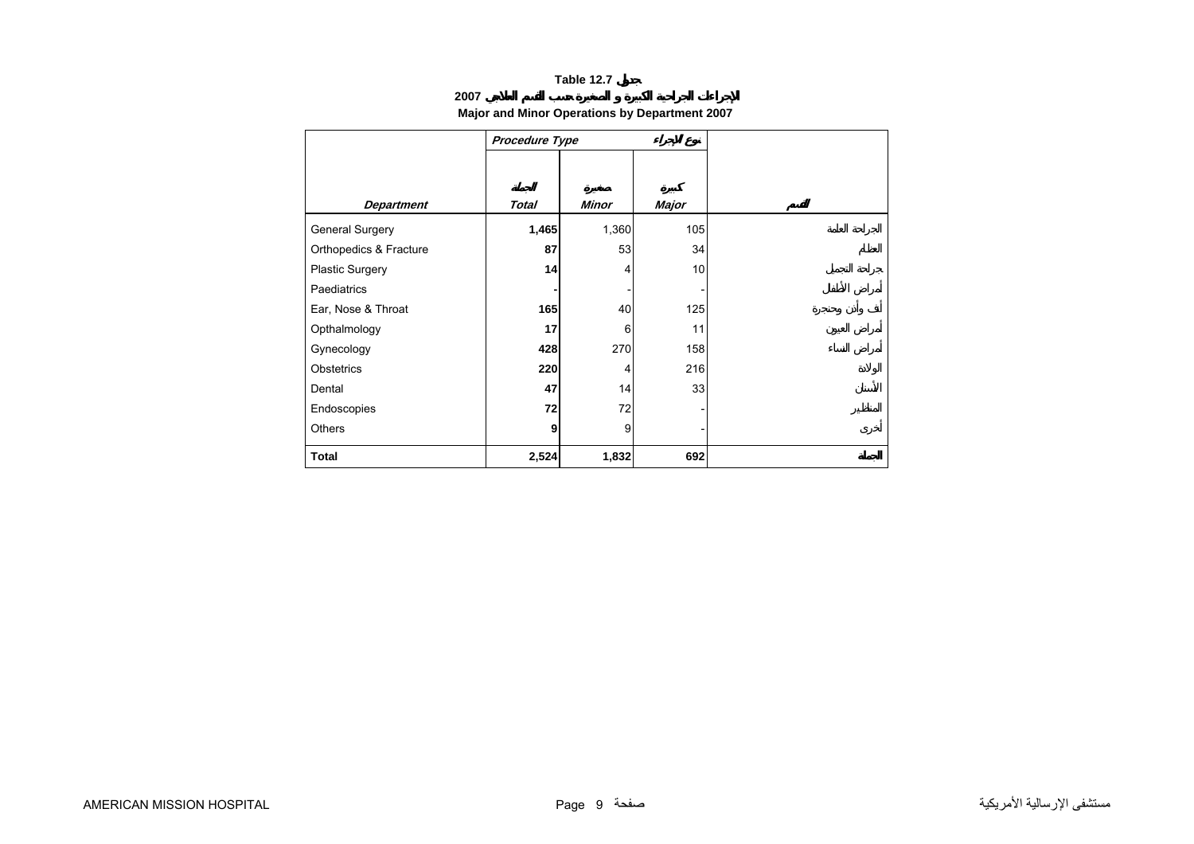**Table 12.7 جدول**

**الإجراءات الجراحية الكبيرة و الصغيرة حسب القسم العلاجي 2007**

**Major and Minor Operations by Department 2007**

| | *Procedure Type* | | *نوع الإجراء* | |
|---|---|---|---|---|
| ***Department*** | ***Total*** الجملة | ***Minor*** صغيرة | ***Major*** كبيرة | القسم |
| General Surgery | **1,465** | 1,360 | 105 | الجراحة العامة |
| Orthopedics & Fracture | **87** | 53 | 34 | العظام |
| Plastic Surgery | **14** | 4 | 10 | جراحة التجميل |
| Paediatrics | **-** | - | - | أمراض الأطفال |
| Ear, Nose & Throat | **165** | 40 | 125 | أنف وأذن وحنجرة |
| Opthalmology | **17** | 6 | 11 | أمراض العيون |
| Gynecology | **428** | 270 | 158 | أمراض النساء |
| Obstetrics | **220** | 4 | 216 | الولادة |
| Dental | **47** | 14 | 33 | الأسنان |
| Endoscopies | **72** | 72 | - | المناظير |
| Others | **9** | 9 | - | أخرى |
| **Total** | **2,524** | **1,832** | **692** | **الجملة** |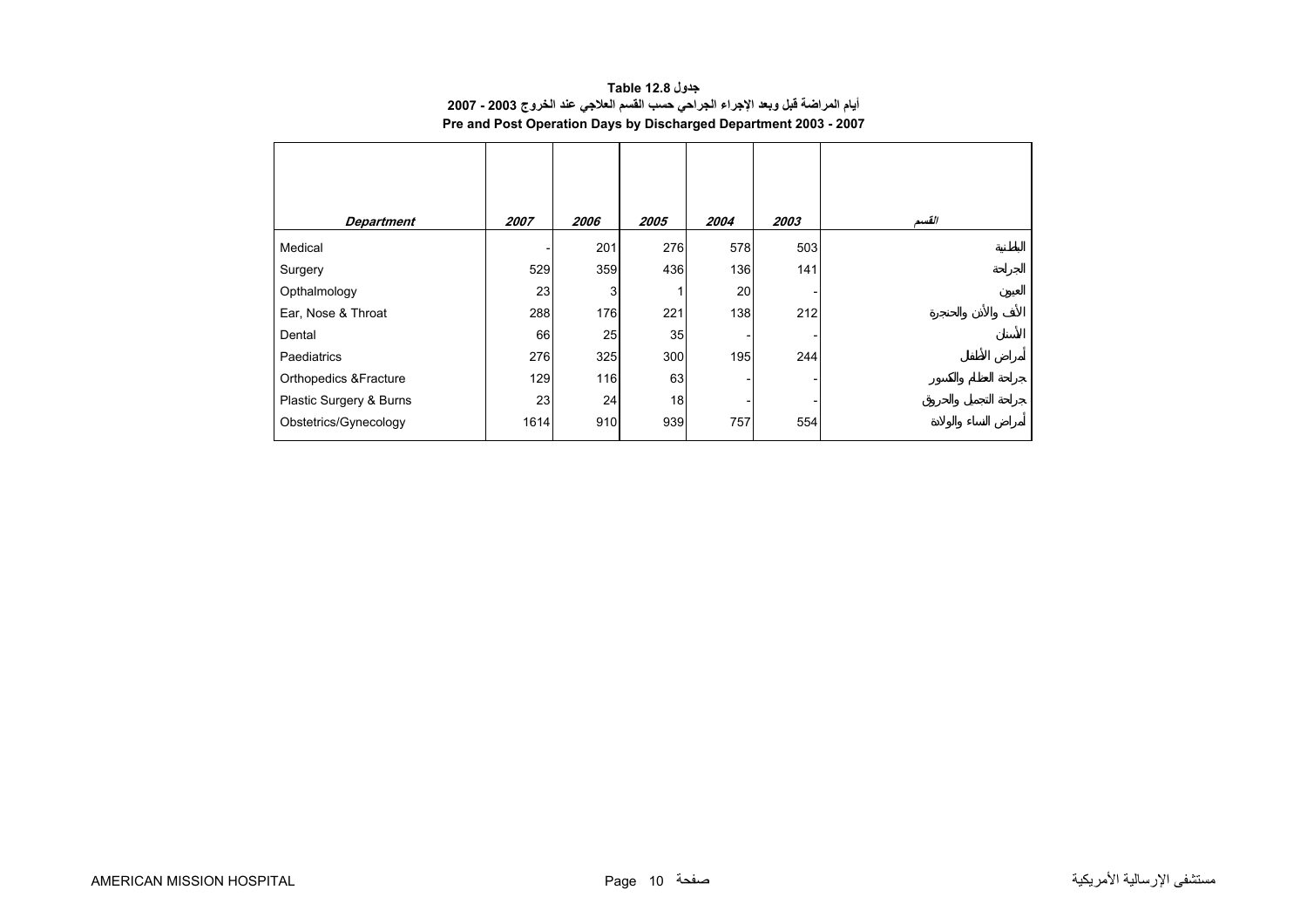**جدول Table 12.8**

**أيام المراضة قبل وبعد الإجراء الجراحي حسب القسم العلاجي عند الخروج 2003 - 2007**

**Pre and Post Operation Days by Discharged Department 2003 - 2007**

| *Department* | *2007* | *2006* | *2005* | *2004* | *2003* | *القسم* |
|---|---|---|---|---|---|---|
| Medical | - | 201 | 276 | 578 | 503 | الباطنية |
| Surgery | 529 | 359 | 436 | 136 | 141 | الجراحة |
| Opthalmology | 23 | 3 | 1 | 20 | - | العيون |
| Ear, Nose & Throat | 288 | 176 | 221 | 138 | 212 | الأنف والأذن والحنجرة |
| Dental | 66 | 25 | 35 | - | - | الأسنان |
| Paediatrics | 276 | 325 | 300 | 195 | 244 | أمراض الأطفال |
| Orthopedics &Fracture | 129 | 116 | 63 | - | - | جراحة العظام والكسور |
| Plastic Surgery & Burns | 23 | 24 | 18 | - | - | جراحة التجميل والحروق |
| Obstetrics/Gynecology | 1614 | 910 | 939 | 757 | 554 | أمراض النساء والولادة |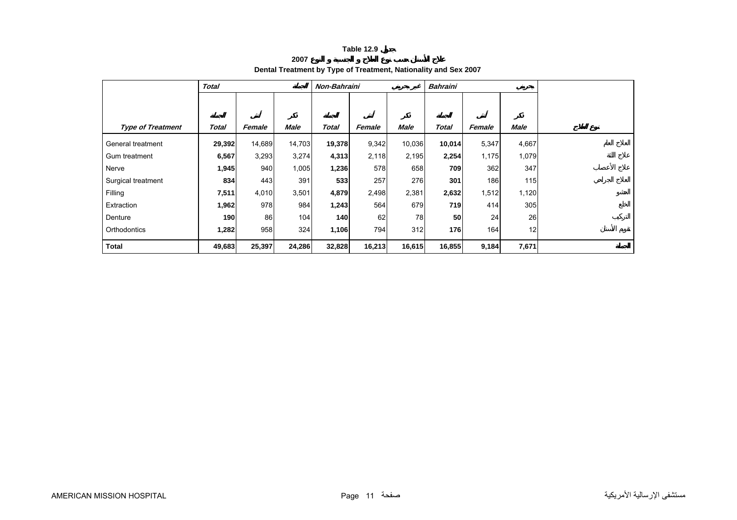**Table 12.9 جدول**

**علاج الأسنان حسب نوع العلاج و الجنسية و النوع 2007**

**Dental Treatment by Type of Treatment, Nationality and Sex 2007**

| | *Total* | | الجملة | *Non-Bahraini* | | غير بحريني | *Bahraini* | | بحريني | |
|---|---|---|---|---|---|---|---|---|---|---|
| | الجملة | أنثى | ذكر | الجملة | أنثى | ذكر | الجملة | أنثى | ذكر | |
| ***Type of Treatment*** | ***Total*** | ***Female*** | ***Male*** | ***Total*** | ***Female*** | ***Male*** | ***Total*** | ***Female*** | ***Male*** | نوع العلاج |
| General treatment | **29,392** | 14,689 | 14,703 | **19,378** | 9,342 | 10,036 | **10,014** | 5,347 | 4,667 | العلاج العام |
| Gum treatment | **6,567** | 3,293 | 3,274 | **4,313** | 2,118 | 2,195 | **2,254** | 1,175 | 1,079 | علاج اللثة |
| Nerve | **1,945** | 940 | 1,005 | **1,236** | 578 | 658 | **709** | 362 | 347 | علاج الأعصاب |
| Surgical treatment | **834** | 443 | 391 | **533** | 257 | 276 | **301** | 186 | 115 | العلاج الجراحي |
| Filling | **7,511** | 4,010 | 3,501 | **4,879** | 2,498 | 2,381 | **2,632** | 1,512 | 1,120 | الحشو |
| Extraction | **1,962** | 978 | 984 | **1,243** | 564 | 679 | **719** | 414 | 305 | الخلع |
| Denture | **190** | 86 | 104 | **140** | 62 | 78 | **50** | 24 | 26 | التركيب |
| Orthodontics | **1,282** | 958 | 324 | **1,106** | 794 | 312 | **176** | 164 | 12 | تقويم الأسنان |
| **Total** | **49,683** | **25,397** | **24,286** | **32,828** | **16,213** | **16,615** | **16,855** | **9,184** | **7,671** | **الجملة** |

AMERICAN MISSION HOSPITAL مستشفى الإرسالية الأمريكية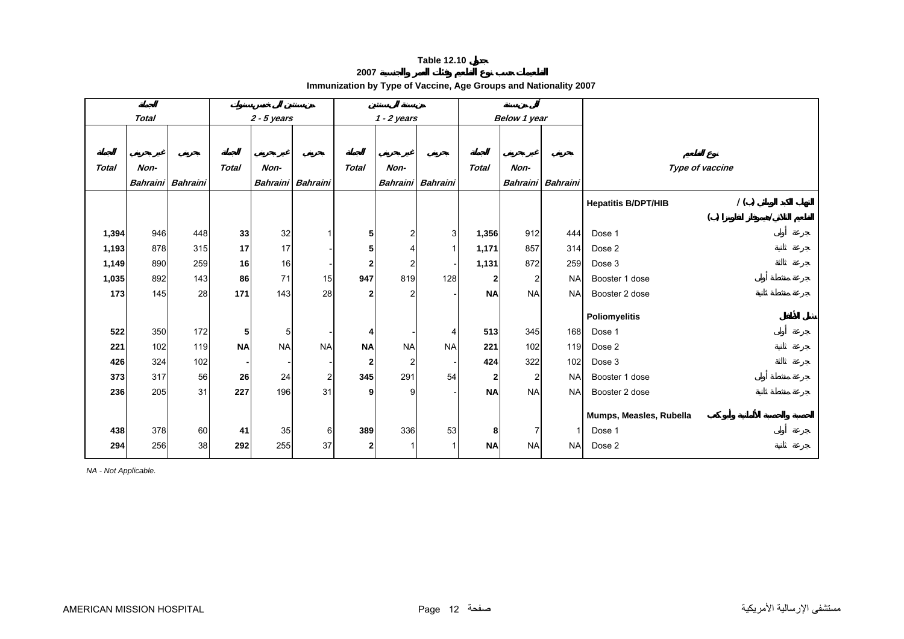# Table 12.10 جدول

## 2007 التطعيمات حسب نوع التطعيم وفئات العمر والجنسية

## Immunization by Type of Vaccine, Age Groups and Nationality 2007

| الجملة *Total* | | | من سنتين إلى خمس سنوات *2 - 5 years* | | | من سنة إلى سنتين *1 - 2 years* | | | أقل من سنة *Below 1 year* | | | |
|---|---|---|---|---|---|---|---|---|---|---|---|---|
| الجملة *Total* | غير بحريني *Non-Bahraini* | بحريني *Bahraini* | الجملة *Total* | غير بحريني *Non-Bahraini* | بحريني *Bahraini* | الجملة *Total* | غير بحريني *Non-Bahraini* | بحريني *Bahraini* | الجملة *Total* | غير بحريني *Non-Bahraini* | بحريني *Bahraini* | نوع التطعيم *Type of vaccine* |
| | | | | | | | | | | | | **Hepatitis B/DPT/HIB** التهاب الكبد الوبائي (ب) / المعلم الثلاثي/هيموفلز انفلونزا (ب) |
| **1,394** | 946 | 448 | **33** | 32 | 1 | **5** | 2 | 3 | **1,356** | 912 | 444 | Dose 1 جرعة أولى |
| **1,193** | 878 | 315 | **17** | 17 | - | **5** | 4 | 1 | **1,171** | 857 | 314 | Dose 2 جرعة ثانية |
| **1,149** | 890 | 259 | **16** | 16 | - | **2** | 2 | - | **1,131** | 872 | 259 | Dose 3 جرعة ثالثة |
| **1,035** | 892 | 143 | **86** | 71 | 15 | **947** | 819 | 128 | **2** | 2 | NA | Booster 1 dose جرعة منشطة أولى |
| **173** | 145 | 28 | **171** | 143 | 28 | **2** | 2 | - | **NA** | NA | NA | Booster 2 dose جرعة منشطة ثانية |
| | | | | | | | | | | | | **Poliomyelitis** شلل الأطفال |
| **522** | 350 | 172 | **5** | 5 | - | **4** | - | 4 | **513** | 345 | 168 | Dose 1 جرعة أولى |
| **221** | 102 | 119 | **NA** | NA | NA | **NA** | NA | NA | **221** | 102 | 119 | Dose 2 جرعة ثانية |
| **426** | 324 | 102 | **-** | - | - | **2** | 2 | - | **424** | 322 | 102 | Dose 3 جرعة ثالثة |
| **373** | 317 | 56 | **26** | 24 | 2 | **345** | 291 | 54 | **2** | 2 | NA | Booster 1 dose جرعة منشطة أولى |
| **236** | 205 | 31 | **227** | 196 | 31 | **9** | 9 | - | **NA** | NA | NA | Booster 2 dose جرعة منشطة ثانية |
| | | | | | | | | | | | | **Mumps, Measles, Rubella** الحصبة والحصبة الألمانية وأبوكعب |
| **438** | 378 | 60 | **41** | 35 | 6 | **389** | 336 | 53 | **8** | 7 | 1 | Dose 1 جرعة أولى |
| **294** | 256 | 38 | **292** | 255 | 37 | **2** | 1 | 1 | **NA** | NA | NA | Dose 2 جرعة ثانية |

*NA - Not Applicable.*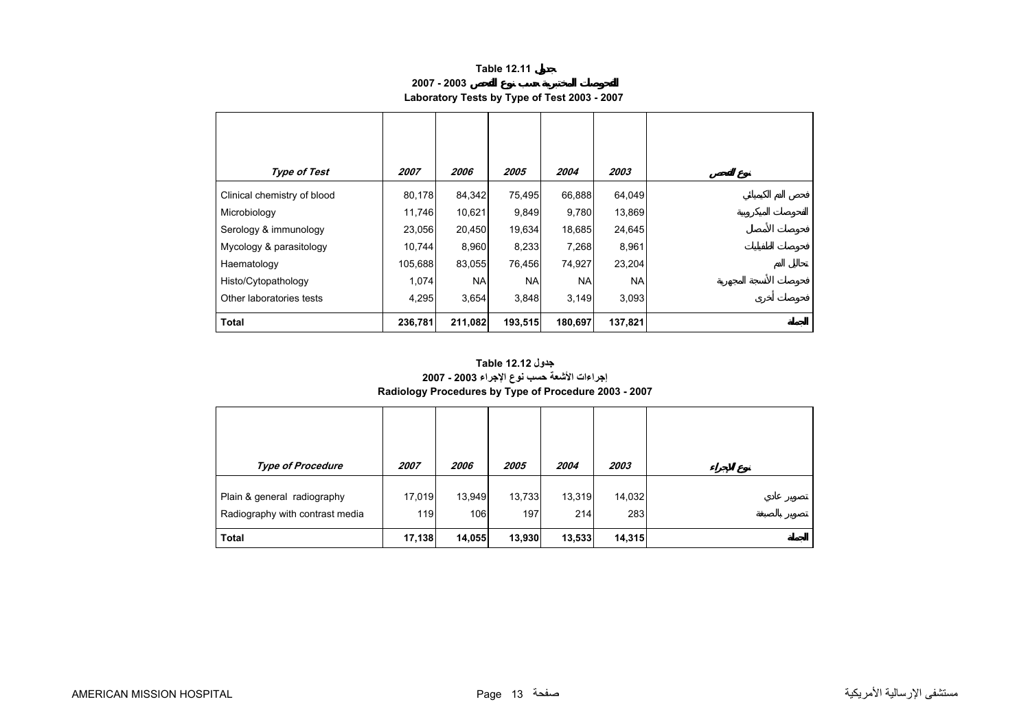## Table 12.11 جدول

## الفحوصات المختبرية حسب نوع الفحص 2003 - 2007

## Laboratory Tests by Type of Test 2003 - 2007

| *Type of Test* | *2007* | *2006* | *2005* | *2004* | *2003* | *نوع الفحص* |
|---|---|---|---|---|---|---|
| Clinical chemistry of blood | 80,178 | 84,342 | 75,495 | 66,888 | 64,049 | فحص الدم الكيميائي |
| Microbiology | 11,746 | 10,621 | 9,849 | 9,780 | 13,869 | الفحوصات الميكروبية |
| Serology & immunology | 23,056 | 20,450 | 19,634 | 18,685 | 24,645 | فحوصات الأمصال |
| Mycology & parasitology | 10,744 | 8,960 | 8,233 | 7,268 | 8,961 | فحوصات الطفيليات |
| Haematology | 105,688 | 83,055 | 76,456 | 74,927 | 23,204 | تحاليل الدم |
| Histo/Cytopathology | 1,074 | NA | NA | NA | NA | فحوصات الأنسجة المجهرية |
| Other laboratories tests | 4,295 | 3,654 | 3,848 | 3,149 | 3,093 | فحوصات أخرى |
| **Total** | **236,781** | **211,082** | **193,515** | **180,697** | **137,821** | **الجملة** |

## Table 12.12 جدول

## إجراءات الأشعة حسب نوع الإجراء 2003 - 2007

## Radiology Procedures by Type of Procedure 2003 - 2007

| *Type of Procedure* | *2007* | *2006* | *2005* | *2004* | *2003* | *نوع الإجراء* |
|---|---|---|---|---|---|---|
| Plain & general radiography | 17,019 | 13,949 | 13,733 | 13,319 | 14,032 | تصوير عادي |
| Radiography with contrast media | 119 | 106 | 197 | 214 | 283 | تصوير بالصبغة |
| **Total** | **17,138** | **14,055** | **13,930** | **13,533** | **14,315** | **الجملة** |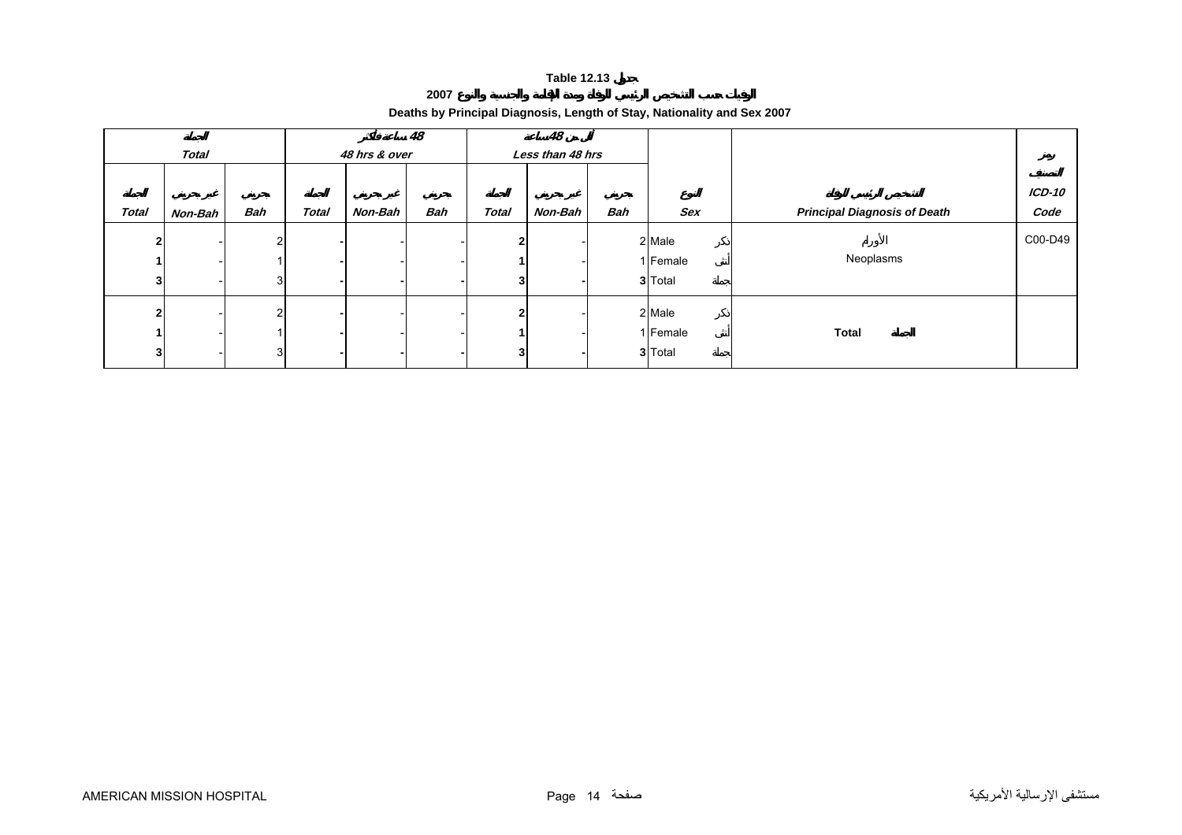Table 12.13 جدول

2007 الوفيات حسب التشخيص الرئيسي للوفاة ومدة الإقامة والجنسية والنوع

Deaths by Principal Diagnosis, Length of Stay, Nationality and Sex 2007

| الجملة Total | | | 48 ساعة فأكثر 48 hrs & over | | | أقل من 48 ساعة Less than 48 hrs | | | | | |
|---|---|---|---|---|---|---|---|---|---|---|---|
| الجملة Total | غير بحريني Non-Bah | بحريني Bah | الجملة Total | غير بحريني Non-Bah | بحريني Bah | الجملة Total | غير بحريني Non-Bah | بحريني Bah | النوع Sex | التشخيص الرئيسي للوفاة Principal Diagnosis of Death | رمز التصنيف ICD-10 Code |
| 2 | - | 2 | - | - | - | 2 | - | 2 | Male ذكر | الأورام Neoplasms | C00-D49 |
| 1 | - | 1 | - | - | - | 1 | - | 1 | Female أنثى | | |
| 3 | - | 3 | - | - | - | 3 | - | 3 | Total جملة | | |
| 2 | - | 2 | - | - | - | 2 | - | 2 | Male ذكر | Total الجملة | |
| 1 | - | 1 | - | - | - | 1 | - | 1 | Female أنثى | | |
| 3 | - | 3 | - | - | - | 3 | - | 3 | Total جملة | | |

AMERICAN MISSION HOSPITAL مستشفى الإرسالية الأمريكية